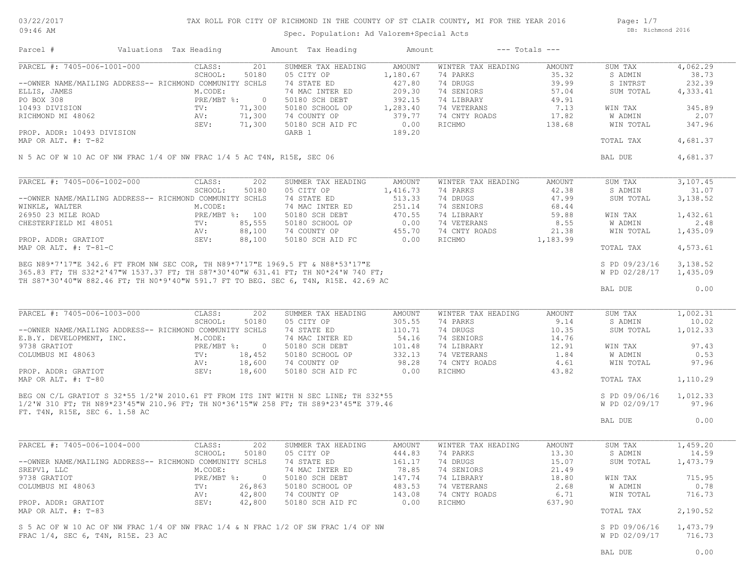# TAX ROLL FOR CITY OF RICHMOND IN THE COUNTY OF ST CLAIR COUNTY, MI FOR THE YEAR 2016

Spec. Population: Ad Valorem+Special Acts

03/22/2017 09:46 AM — DB: Richmond 2016

| Parcel # | Valuations | Tax Heading | Amount | Tax Heading | Amount | --- Totals --- | |
|---|---|---|---|---|---|---|---|

## PARCEL #: 7405-006-1001-000

| | | SUMMER TAX HEADING | AMOUNT | WINTER TAX HEADING | AMOUNT | | |
|---|---|---|---|---|---|---|---|
| CLASS: | 201 | 05 CITY OP | 1,180.67 | 74 PARKS | 35.32 | SUM TAX | 4,062.29 |
| SCHOOL: | 50180 | 74 STATE ED | 427.80 | 74 DRUGS | 39.99 | S ADMIN | 38.73 |
| M.CODE: | | 74 MAC INTER ED | 209.30 | 74 SENIORS | 57.04 | S INTRST | 232.39 |
| PRE/MBT %: | 0 | 50180 SCH DEBT | 392.15 | 74 LIBRARY | 49.91 | SUM TOTAL | 4,333.41 |
| TV: | 71,300 | 50180 SCHOOL OP | 1,283.40 | 74 VETERANS | 7.13 | WIN TAX | 345.89 |
| AV: | 71,300 | 74 COUNTY OP | 379.77 | 74 CNTY ROADS | 17.82 | W ADMIN | 2.07 |
| SEV: | 71,300 | 50180 SCH AID FC | 0.00 | RICHMO | 138.68 | WIN TOTAL | 347.96 |
| | | GARB 1 | 189.20 | | | TOTAL TAX | 4,681.37 |
| | | | | | | BAL DUE | 4,681.37 |

--OWNER NAME/MAILING ADDRESS-- RICHMOND COMMUNITY SCHLS
ELLIS, JAMES
PO BOX 308
10493 DIVISION
RICHMOND MI 48062

PROP. ADDR: 10493 DIVISION
MAP OR ALT. #: T-82

N 5 AC OF W 10 AC OF NW FRAC 1/4 OF NW FRAC 1/4 5 AC T4N, R15E, SEC 06

## PARCEL #: 7405-006-1002-000

| | | SUMMER TAX HEADING | AMOUNT | WINTER TAX HEADING | AMOUNT | | |
|---|---|---|---|---|---|---|---|
| CLASS: | 202 | 05 CITY OP | 1,416.73 | 74 PARKS | 42.38 | SUM TAX | 3,107.45 |
| SCHOOL: | 50180 | 74 STATE ED | 513.33 | 74 DRUGS | 47.99 | S ADMIN | 31.07 |
| M.CODE: | | 74 MAC INTER ED | 251.14 | 74 SENIORS | 68.44 | SUM TOTAL | 3,138.52 |
| PRE/MBT %: | 100 | 50180 SCH DEBT | 470.55 | 74 LIBRARY | 59.88 | WIN TAX | 1,432.61 |
| TV: | 85,555 | 50180 SCHOOL OP | 0.00 | 74 VETERANS | 8.55 | W ADMIN | 2.48 |
| AV: | 88,100 | 74 COUNTY OP | 455.70 | 74 CNTY ROADS | 21.38 | WIN TOTAL | 1,435.09 |
| SEV: | 88,100 | 50180 SCH AID FC | 0.00 | RICHMO | 1,183.99 | TOTAL TAX | 4,573.61 |
| | | | | | | S PD 09/23/16 | 3,138.52 |
| | | | | | | W PD 02/28/17 | 1,435.09 |
| | | | | | | BAL DUE | 0.00 |

--OWNER NAME/MAILING ADDRESS-- RICHMOND COMMUNITY SCHLS
WINKLE, WALTER
26950 23 MILE ROAD
CHESTERFIELD MI 48051

PROP. ADDR: GRATIOT
MAP OR ALT. #: T-81-C

BEG N89*7'17"E 342.6 FT FROM NW SEC COR, TH N89*7'17"E 1969.5 FT & N88*53'17"E 365.83 FT; TH S32*2'47"W 1537.37 FT; TH S87*30'40"W 631.41 FT; TH N0*24'W 740 FT; TH S87*30'40"W 882.46 FT; TH N0*9'40"W 591.7 FT TO BEG. SEC 6, T4N, R15E. 42.69 AC

## PARCEL #: 7405-006-1003-000

| | | SUMMER TAX HEADING | AMOUNT | WINTER TAX HEADING | AMOUNT | | |
|---|---|---|---|---|---|---|---|
| CLASS: | 202 | 05 CITY OP | 305.55 | 74 PARKS | 9.14 | SUM TAX | 1,002.31 |
| SCHOOL: | 50180 | 74 STATE ED | 110.71 | 74 DRUGS | 10.35 | S ADMIN | 10.02 |
| M.CODE: | | 74 MAC INTER ED | 54.16 | 74 SENIORS | 14.76 | SUM TOTAL | 1,012.33 |
| PRE/MBT %: | 0 | 50180 SCH DEBT | 101.48 | 74 LIBRARY | 12.91 | WIN TAX | 97.43 |
| TV: | 18,452 | 50180 SCHOOL OP | 332.13 | 74 VETERANS | 1.84 | W ADMIN | 0.53 |
| AV: | 18,600 | 74 COUNTY OP | 98.28 | 74 CNTY ROADS | 4.61 | WIN TOTAL | 97.96 |
| SEV: | 18,600 | 50180 SCH AID FC | 0.00 | RICHMO | 43.82 | TOTAL TAX | 1,110.29 |
| | | | | | | S PD 09/06/16 | 1,012.33 |
| | | | | | | W PD 02/09/17 | 97.96 |
| | | | | | | BAL DUE | 0.00 |

--OWNER NAME/MAILING ADDRESS-- RICHMOND COMMUNITY SCHLS
E.B.Y. DEVELOPMENT, INC.
9738 GRATIOT
COLUMBUS MI 48063

PROP. ADDR: GRATIOT
MAP OR ALT. #: T-80

BEG ON C/L GRATIOT S 32*55 1/2'W 2010.61 FT FROM ITS INT WITH N SEC LINE; TH S32*55 1/2'W 310 FT; TH N89*23'45"W 210.96 FT; TH N0*36'15"W 258 FT; TH S89*23'45"E 379.46 FT. T4N, R15E, SEC 6. 1.58 AC

## PARCEL #: 7405-006-1004-000

| | | SUMMER TAX HEADING | AMOUNT | WINTER TAX HEADING | AMOUNT | | |
|---|---|---|---|---|---|---|---|
| CLASS: | 202 | 05 CITY OP | 444.83 | 74 PARKS | 13.30 | SUM TAX | 1,459.20 |
| SCHOOL: | 50180 | 74 STATE ED | 161.17 | 74 DRUGS | 15.07 | S ADMIN | 14.59 |
| M.CODE: | | 74 MAC INTER ED | 78.85 | 74 SENIORS | 21.49 | SUM TOTAL | 1,473.79 |
| PRE/MBT %: | 0 | 50180 SCH DEBT | 147.74 | 74 LIBRARY | 18.80 | WIN TAX | 715.95 |
| TV: | 26,863 | 50180 SCHOOL OP | 483.53 | 74 VETERANS | 2.68 | W ADMIN | 0.78 |
| AV: | 42,800 | 74 COUNTY OP | 143.08 | 74 CNTY ROADS | 6.71 | WIN TOTAL | 716.73 |
| SEV: | 42,800 | 50180 SCH AID FC | 0.00 | RICHMO | 637.90 | TOTAL TAX | 2,190.52 |
| | | | | | | S PD 09/06/16 | 1,473.79 |
| | | | | | | W PD 02/09/17 | 716.73 |
| | | | | | | BAL DUE | 0.00 |

--OWNER NAME/MAILING ADDRESS-- RICHMOND COMMUNITY SCHLS
SREPV1, LLC
9738 GRATIOT
COLUMBUS MI 48063

PROP. ADDR: GRATIOT
MAP OR ALT. #: T-83

S 5 AC OF W 10 AC OF NW FRAC 1/4 OF NW FRAC 1/4 & N FRAC 1/2 OF SW FRAC 1/4 OF NW FRAC 1/4, SEC 6, T4N, R15E. 23 AC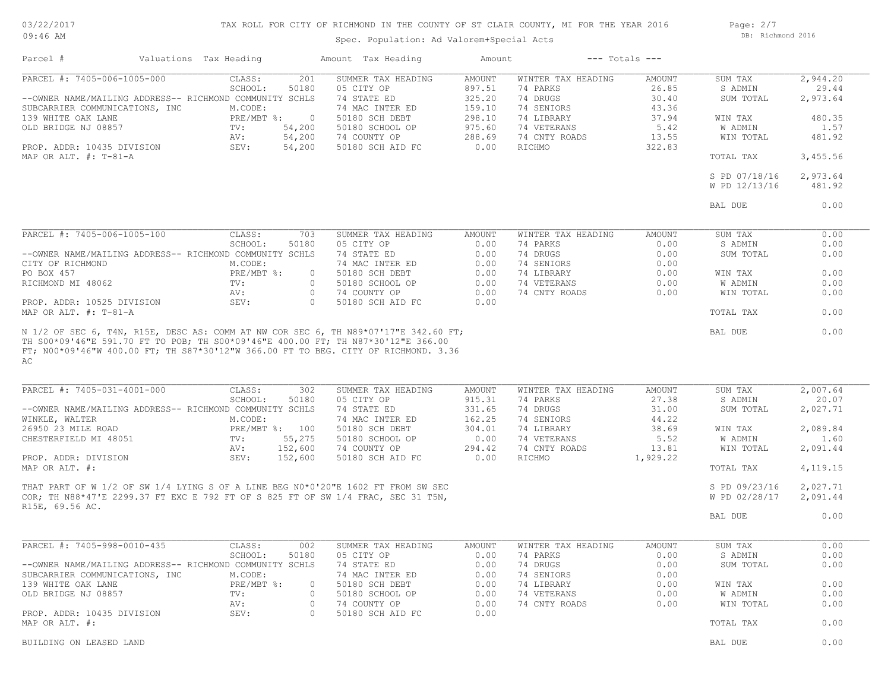# TAX ROLL FOR CITY OF RICHMOND IN THE COUNTY OF ST CLAIR COUNTY, MI FOR THE YEAR 2016

Spec. Population: Ad Valorem+Special Acts

| Parcel # | Valuations | Tax Heading | Amount | Tax Heading | Amount | --- Totals --- | |
|---|---|---|---|---|---|---|---|
| PARCEL #: 7405-006-1005-000 | CLASS: 201 | SUMMER TAX HEADING | AMOUNT | WINTER TAX HEADING | AMOUNT | SUM TAX | 2,944.20 |
| | SCHOOL: 50180 | 05 CITY OP | 897.51 | 74 PARKS | 26.85 | S ADMIN | 29.44 |
| --OWNER NAME/MAILING ADDRESS-- RICHMOND COMMUNITY SCHLS | | 74 STATE ED | 325.20 | 74 DRUGS | 30.40 | SUM TOTAL | 2,973.64 |
| SUBCARRIER COMMUNICATIONS, INC | M.CODE: | 74 MAC INTER ED | 159.10 | 74 SENIORS | 43.36 | | |
| 139 WHITE OAK LANE | PRE/MBT %: 0 | 50180 SCH DEBT | 298.10 | 74 LIBRARY | 37.94 | WIN TAX | 480.35 |
| OLD BRIDGE NJ 08857 | TV: 54,200 | 50180 SCHOOL OP | 975.60 | 74 VETERANS | 5.42 | W ADMIN | 1.57 |
| | AV: 54,200 | 74 COUNTY OP | 288.69 | 74 CNTY ROADS | 13.55 | WIN TOTAL | 481.92 |
| PROP. ADDR: 10435 DIVISION | SEV: 54,200 | 50180 SCH AID FC | 0.00 | RICHMO | 322.83 | | |
| MAP OR ALT. #: T-81-A | | | | | | TOTAL TAX | 3,455.56 |
| | | | | | | S PD 07/18/16 | 2,973.64 |
| | | | | | | W PD 12/13/16 | 481.92 |
| | | | | | | BAL DUE | 0.00 |

| Parcel # | Valuations | Tax Heading | Amount | Tax Heading | Amount | --- Totals --- | |
|---|---|---|---|---|---|---|---|
| PARCEL #: 7405-006-1005-100 | CLASS: 703 | SUMMER TAX HEADING | AMOUNT | WINTER TAX HEADING | AMOUNT | SUM TAX | 0.00 |
| | SCHOOL: 50180 | 05 CITY OP | 0.00 | 74 PARKS | 0.00 | S ADMIN | 0.00 |
| --OWNER NAME/MAILING ADDRESS-- RICHMOND COMMUNITY SCHLS | | 74 STATE ED | 0.00 | 74 DRUGS | 0.00 | SUM TOTAL | 0.00 |
| CITY OF RICHMOND | M.CODE: | 74 MAC INTER ED | 0.00 | 74 SENIORS | 0.00 | | |
| PO BOX 457 | PRE/MBT %: 0 | 50180 SCH DEBT | 0.00 | 74 LIBRARY | 0.00 | WIN TAX | 0.00 |
| RICHMOND MI 48062 | TV: 0 | 50180 SCHOOL OP | 0.00 | 74 VETERANS | 0.00 | W ADMIN | 0.00 |
| | AV: 0 | 74 COUNTY OP | 0.00 | 74 CNTY ROADS | 0.00 | WIN TOTAL | 0.00 |
| PROP. ADDR: 10525 DIVISION | SEV: 0 | 50180 SCH AID FC | 0.00 | | | | |
| MAP OR ALT. #: T-81-A | | | | | | TOTAL TAX | 0.00 |
| | | | | | | BAL DUE | 0.00 |

N 1/2 OF SEC 6, T4N, R15E, DESC AS: COMM AT NW COR SEC 6, TH N89*07'17"E 342.60 FT; TH S00*09'46"E 591.70 FT TO POB; TH S00*09'46"E 400.00 FT; TH N87*30'12"E 366.00 FT; N00*09'46"W 400.00 FT; TH S87*30'12"W 366.00 FT TO BEG. CITY OF RICHMOND. 3.36 AC

| Parcel # | Valuations | Tax Heading | Amount | Tax Heading | Amount | --- Totals --- | |
|---|---|---|---|---|---|---|---|
| PARCEL #: 7405-031-4001-000 | CLASS: 302 | SUMMER TAX HEADING | AMOUNT | WINTER TAX HEADING | AMOUNT | SUM TAX | 2,007.64 |
| | SCHOOL: 50180 | 05 CITY OP | 915.31 | 74 PARKS | 27.38 | S ADMIN | 20.07 |
| --OWNER NAME/MAILING ADDRESS-- RICHMOND COMMUNITY SCHLS | | 74 STATE ED | 331.65 | 74 DRUGS | 31.00 | SUM TOTAL | 2,027.71 |
| WINKLE, WALTER | M.CODE: | 74 MAC INTER ED | 162.25 | 74 SENIORS | 44.22 | | |
| 26950 23 MILE ROAD | PRE/MBT %: 100 | 50180 SCH DEBT | 304.01 | 74 LIBRARY | 38.69 | WIN TAX | 2,089.84 |
| CHESTERFIELD MI 48051 | TV: 55,275 | 50180 SCHOOL OP | 0.00 | 74 VETERANS | 5.52 | W ADMIN | 1.60 |
| | AV: 152,600 | 74 COUNTY OP | 294.42 | 74 CNTY ROADS | 13.81 | WIN TOTAL | 2,091.44 |
| PROP. ADDR: DIVISION | SEV: 152,600 | 50180 SCH AID FC | 0.00 | RICHMO | 1,929.22 | | |
| MAP OR ALT. #: | | | | | | TOTAL TAX | 4,119.15 |
| | | | | | | S PD 09/23/16 | 2,027.71 |
| | | | | | | W PD 02/28/17 | 2,091.44 |
| | | | | | | BAL DUE | 0.00 |

THAT PART OF W 1/2 OF SW 1/4 LYING S OF A LINE BEG N0*0'20"E 1602 FT FROM SW SEC COR; TH N88*47'E 2299.37 FT EXC E 792 FT OF S 825 FT OF SW 1/4 FRAC, SEC 31 T5N, R15E, 69.56 AC.

| Parcel # | Valuations | Tax Heading | Amount | Tax Heading | Amount | --- Totals --- | |
|---|---|---|---|---|---|---|---|
| PARCEL #: 7405-998-0010-435 | CLASS: 002 | SUMMER TAX HEADING | AMOUNT | WINTER TAX HEADING | AMOUNT | SUM TAX | 0.00 |
| | SCHOOL: 50180 | 05 CITY OP | 0.00 | 74 PARKS | 0.00 | S ADMIN | 0.00 |
| --OWNER NAME/MAILING ADDRESS-- RICHMOND COMMUNITY SCHLS | | 74 STATE ED | 0.00 | 74 DRUGS | 0.00 | SUM TOTAL | 0.00 |
| SUBCARRIER COMMUNICATIONS, INC | M.CODE: | 74 MAC INTER ED | 0.00 | 74 SENIORS | 0.00 | | |
| 139 WHITE OAK LANE | PRE/MBT %: 0 | 50180 SCH DEBT | 0.00 | 74 LIBRARY | 0.00 | WIN TAX | 0.00 |
| OLD BRIDGE NJ 08857 | TV: 0 | 50180 SCHOOL OP | 0.00 | 74 VETERANS | 0.00 | W ADMIN | 0.00 |
| | AV: 0 | 74 COUNTY OP | 0.00 | 74 CNTY ROADS | 0.00 | WIN TOTAL | 0.00 |
| PROP. ADDR: 10435 DIVISION | SEV: 0 | 50180 SCH AID FC | 0.00 | | | | |
| MAP OR ALT. #: | | | | | | TOTAL TAX | 0.00 |
| | | | | | | BAL DUE | 0.00 |

BUILDING ON LEASED LAND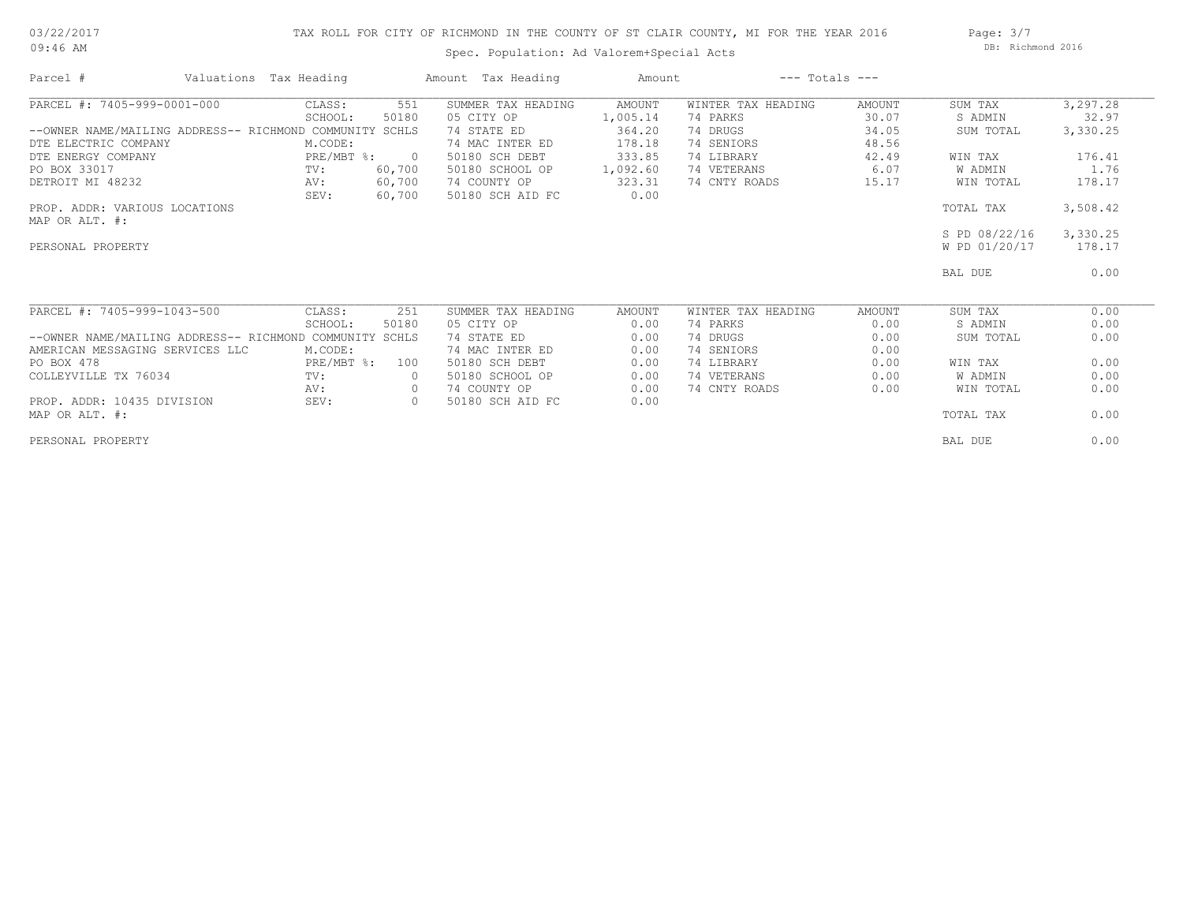# TAX ROLL FOR CITY OF RICHMOND IN THE COUNTY OF ST CLAIR COUNTY, MI FOR THE YEAR 2016

Spec. Population: Ad Valorem+Special Acts

| Parcel # | Valuations | Tax Heading | Amount | Tax Heading | Amount | --- Totals --- | |
|---|---|---|---|---|---|---|---|
| PARCEL #: 7405-999-0001-000 | CLASS: 551 | SUMMER TAX HEADING | AMOUNT | WINTER TAX HEADING | AMOUNT | SUM TAX | 3,297.28 |
| | SCHOOL: 50180 | 05 CITY OP | 1,005.14 | 74 PARKS | 30.07 | S ADMIN | 32.97 |
| --OWNER NAME/MAILING ADDRESS-- RICHMOND COMMUNITY SCHLS | | 74 STATE ED | 364.20 | 74 DRUGS | 34.05 | SUM TOTAL | 3,330.25 |
| DTE ELECTRIC COMPANY | M.CODE: | 74 MAC INTER ED | 178.18 | 74 SENIORS | 48.56 | | |
| DTE ENERGY COMPANY | PRE/MBT %: 0 | 50180 SCH DEBT | 333.85 | 74 LIBRARY | 42.49 | WIN TAX | 176.41 |
| PO BOX 33017 | TV: 60,700 | 50180 SCHOOL OP | 1,092.60 | 74 VETERANS | 6.07 | W ADMIN | 1.76 |
| DETROIT MI 48232 | AV: 60,700 | 74 COUNTY OP | 323.31 | 74 CNTY ROADS | 15.17 | WIN TOTAL | 178.17 |
| | SEV: 60,700 | 50180 SCH AID FC | 0.00 | | | | |
| PROP. ADDR: VARIOUS LOCATIONS | | | | | | TOTAL TAX | 3,508.42 |
| MAP OR ALT. #: | | | | | | | |
| | | | | | | S PD 08/22/16 | 3,330.25 |
| PERSONAL PROPERTY | | | | | | W PD 01/20/17 | 178.17 |
| | | | | | | BAL DUE | 0.00 |
| PARCEL #: 7405-999-1043-500 | CLASS: 251 | SUMMER TAX HEADING | AMOUNT | WINTER TAX HEADING | AMOUNT | SUM TAX | 0.00 |
| | SCHOOL: 50180 | 05 CITY OP | 0.00 | 74 PARKS | 0.00 | S ADMIN | 0.00 |
| --OWNER NAME/MAILING ADDRESS-- RICHMOND COMMUNITY SCHLS | | 74 STATE ED | 0.00 | 74 DRUGS | 0.00 | SUM TOTAL | 0.00 |
| AMERICAN MESSAGING SERVICES LLC | M.CODE: | 74 MAC INTER ED | 0.00 | 74 SENIORS | 0.00 | | |
| PO BOX 478 | PRE/MBT %: 100 | 50180 SCH DEBT | 0.00 | 74 LIBRARY | 0.00 | WIN TAX | 0.00 |
| COLLEYVILLE TX 76034 | TV: 0 | 50180 SCHOOL OP | 0.00 | 74 VETERANS | 0.00 | W ADMIN | 0.00 |
| | AV: 0 | 74 COUNTY OP | 0.00 | 74 CNTY ROADS | 0.00 | WIN TOTAL | 0.00 |
| PROP. ADDR: 10435 DIVISION | SEV: 0 | 50180 SCH AID FC | 0.00 | | | | |
| MAP OR ALT. #: | | | | | | TOTAL TAX | 0.00 |
| PERSONAL PROPERTY | | | | | | BAL DUE | 0.00 |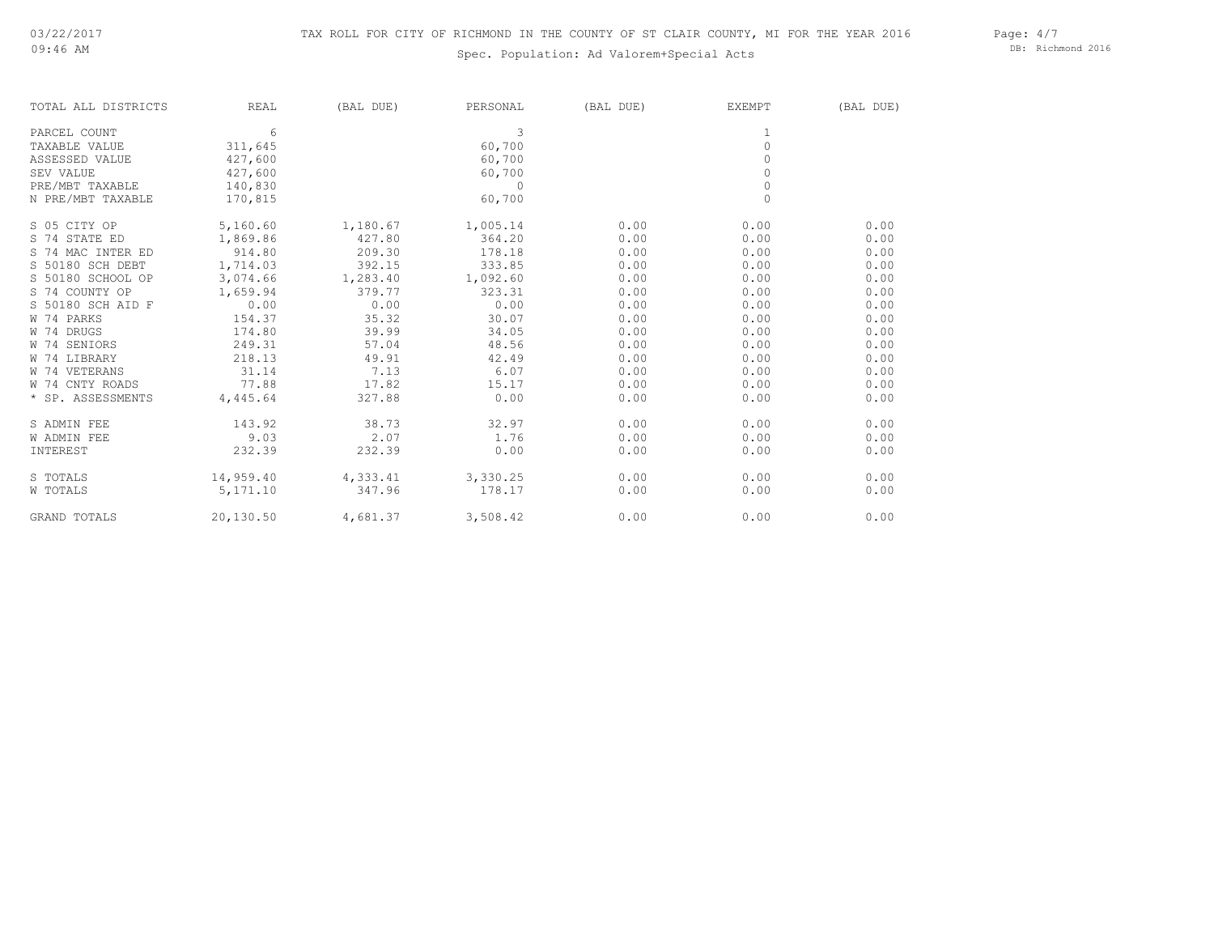# TAX ROLL FOR CITY OF RICHMOND IN THE COUNTY OF ST CLAIR COUNTY, MI FOR THE YEAR 2016

Spec. Population: Ad Valorem+Special Acts

03/22/2017
09:46 AM

DB: Richmond 2016

| TOTAL ALL DISTRICTS | REAL | (BAL DUE) | PERSONAL | (BAL DUE) | EXEMPT | (BAL DUE) |
|---|---|---|---|---|---|---|
| PARCEL COUNT | 6 | | 3 | | 1 | |
| TAXABLE VALUE | 311,645 | | 60,700 | | 0 | |
| ASSESSED VALUE | 427,600 | | 60,700 | | 0 | |
| SEV VALUE | 427,600 | | 60,700 | | 0 | |
| PRE/MBT TAXABLE | 140,830 | | 0 | | 0 | |
| N PRE/MBT TAXABLE | 170,815 | | 60,700 | | 0 | |
| S 05 CITY OP | 5,160.60 | 1,180.67 | 1,005.14 | 0.00 | 0.00 | 0.00 |
| S 74 STATE ED | 1,869.86 | 427.80 | 364.20 | 0.00 | 0.00 | 0.00 |
| S 74 MAC INTER ED | 914.80 | 209.30 | 178.18 | 0.00 | 0.00 | 0.00 |
| S 50180 SCH DEBT | 1,714.03 | 392.15 | 333.85 | 0.00 | 0.00 | 0.00 |
| S 50180 SCHOOL OP | 3,074.66 | 1,283.40 | 1,092.60 | 0.00 | 0.00 | 0.00 |
| S 74 COUNTY OP | 1,659.94 | 379.77 | 323.31 | 0.00 | 0.00 | 0.00 |
| S 50180 SCH AID F | 0.00 | 0.00 | 0.00 | 0.00 | 0.00 | 0.00 |
| W 74 PARKS | 154.37 | 35.32 | 30.07 | 0.00 | 0.00 | 0.00 |
| W 74 DRUGS | 174.80 | 39.99 | 34.05 | 0.00 | 0.00 | 0.00 |
| W 74 SENIORS | 249.31 | 57.04 | 48.56 | 0.00 | 0.00 | 0.00 |
| W 74 LIBRARY | 218.13 | 49.91 | 42.49 | 0.00 | 0.00 | 0.00 |
| W 74 VETERANS | 31.14 | 7.13 | 6.07 | 0.00 | 0.00 | 0.00 |
| W 74 CNTY ROADS | 77.88 | 17.82 | 15.17 | 0.00 | 0.00 | 0.00 |
| * SP. ASSESSMENTS | 4,445.64 | 327.88 | 0.00 | 0.00 | 0.00 | 0.00 |
| S ADMIN FEE | 143.92 | 38.73 | 32.97 | 0.00 | 0.00 | 0.00 |
| W ADMIN FEE | 9.03 | 2.07 | 1.76 | 0.00 | 0.00 | 0.00 |
| INTEREST | 232.39 | 232.39 | 0.00 | 0.00 | 0.00 | 0.00 |
| S TOTALS | 14,959.40 | 4,333.41 | 3,330.25 | 0.00 | 0.00 | 0.00 |
| W TOTALS | 5,171.10 | 347.96 | 178.17 | 0.00 | 0.00 | 0.00 |
| GRAND TOTALS | 20,130.50 | 4,681.37 | 3,508.42 | 0.00 | 0.00 | 0.00 |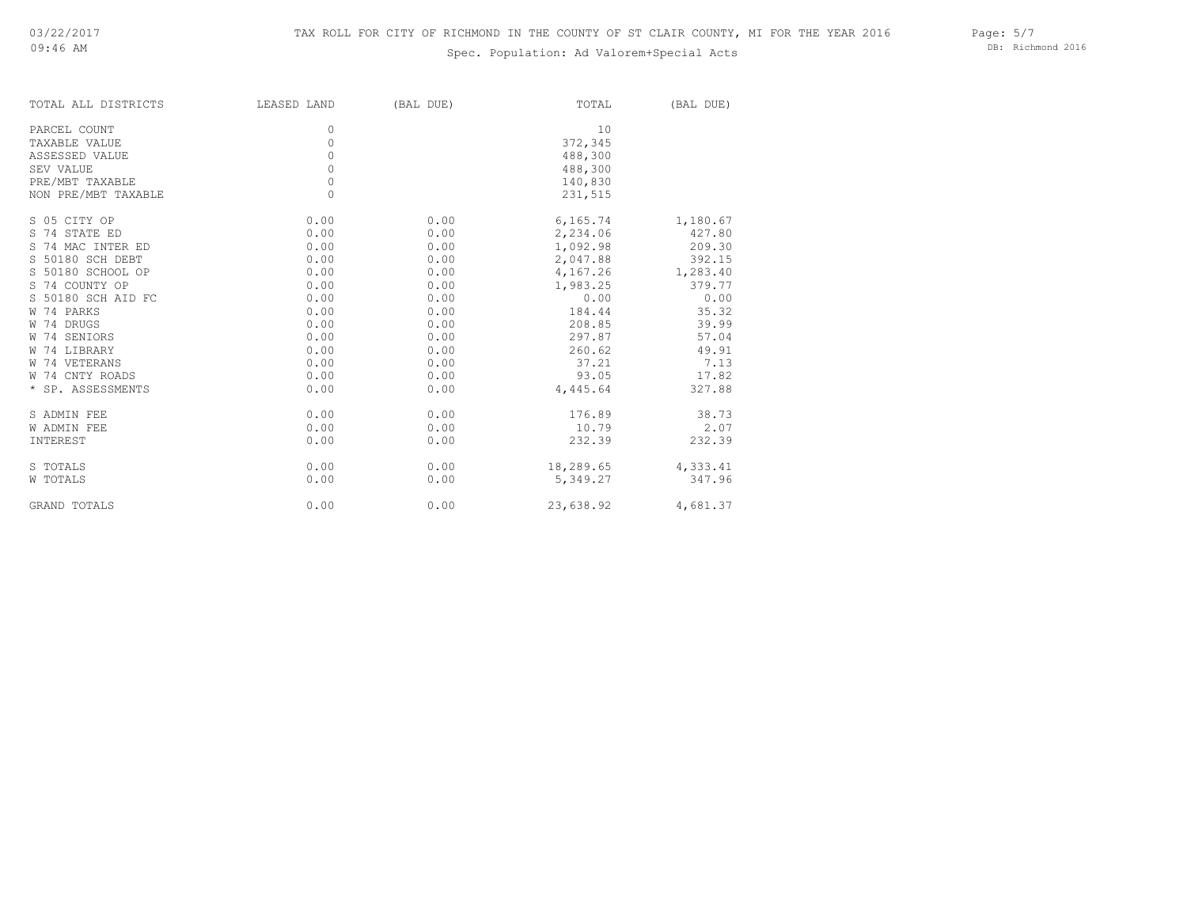TAX ROLL FOR CITY OF RICHMOND IN THE COUNTY OF ST CLAIR COUNTY, MI FOR THE YEAR 2016

Spec. Population: Ad Valorem+Special Acts

03/22/2017
09:46 AM

DB: Richmond 2016

| TOTAL ALL DISTRICTS | LEASED LAND | (BAL DUE) | TOTAL | (BAL DUE) |
|---|---|---|---|---|
| PARCEL COUNT | 0 | | 10 | |
| TAXABLE VALUE | 0 | | 372,345 | |
| ASSESSED VALUE | 0 | | 488,300 | |
| SEV VALUE | 0 | | 488,300 | |
| PRE/MBT TAXABLE | 0 | | 140,830 | |
| NON PRE/MBT TAXABLE | 0 | | 231,515 | |
| S 05 CITY OP | 0.00 | 0.00 | 6,165.74 | 1,180.67 |
| S 74 STATE ED | 0.00 | 0.00 | 2,234.06 | 427.80 |
| S 74 MAC INTER ED | 0.00 | 0.00 | 1,092.98 | 209.30 |
| S 50180 SCH DEBT | 0.00 | 0.00 | 2,047.88 | 392.15 |
| S 50180 SCHOOL OP | 0.00 | 0.00 | 4,167.26 | 1,283.40 |
| S 74 COUNTY OP | 0.00 | 0.00 | 1,983.25 | 379.77 |
| S 50180 SCH AID FC | 0.00 | 0.00 | 0.00 | 0.00 |
| W 74 PARKS | 0.00 | 0.00 | 184.44 | 35.32 |
| W 74 DRUGS | 0.00 | 0.00 | 208.85 | 39.99 |
| W 74 SENIORS | 0.00 | 0.00 | 297.87 | 57.04 |
| W 74 LIBRARY | 0.00 | 0.00 | 260.62 | 49.91 |
| W 74 VETERANS | 0.00 | 0.00 | 37.21 | 7.13 |
| W 74 CNTY ROADS | 0.00 | 0.00 | 93.05 | 17.82 |
| * SP. ASSESSMENTS | 0.00 | 0.00 | 4,445.64 | 327.88 |
| S ADMIN FEE | 0.00 | 0.00 | 176.89 | 38.73 |
| W ADMIN FEE | 0.00 | 0.00 | 10.79 | 2.07 |
| INTEREST | 0.00 | 0.00 | 232.39 | 232.39 |
| S TOTALS | 0.00 | 0.00 | 18,289.65 | 4,333.41 |
| W TOTALS | 0.00 | 0.00 | 5,349.27 | 347.96 |
| GRAND TOTALS | 0.00 | 0.00 | 23,638.92 | 4,681.37 |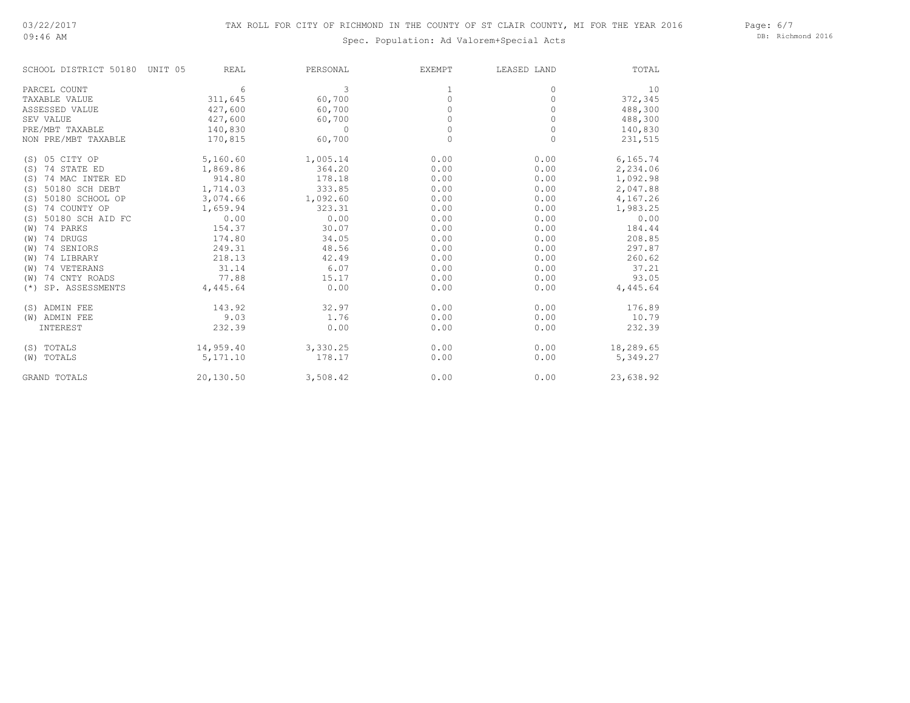03/22/2017
09:46 AM

TAX ROLL FOR CITY OF RICHMOND IN THE COUNTY OF ST CLAIR COUNTY, MI FOR THE YEAR 2016

Spec. Population: Ad Valorem+Special Acts

DB: Richmond 2016

| SCHOOL DISTRICT 50180 UNIT 05 | REAL | PERSONAL | EXEMPT | LEASED LAND | TOTAL |
|---|---|---|---|---|---|
| PARCEL COUNT | 6 | 3 | 1 | 0 | 10 |
| TAXABLE VALUE | 311,645 | 60,700 | 0 | 0 | 372,345 |
| ASSESSED VALUE | 427,600 | 60,700 | 0 | 0 | 488,300 |
| SEV VALUE | 427,600 | 60,700 | 0 | 0 | 488,300 |
| PRE/MBT TAXABLE | 140,830 | 0 | 0 | 0 | 140,830 |
| NON PRE/MBT TAXABLE | 170,815 | 60,700 | 0 | 0 | 231,515 |
| (S) 05 CITY OP | 5,160.60 | 1,005.14 | 0.00 | 0.00 | 6,165.74 |
| (S) 74 STATE ED | 1,869.86 | 364.20 | 0.00 | 0.00 | 2,234.06 |
| (S) 74 MAC INTER ED | 914.80 | 178.18 | 0.00 | 0.00 | 1,092.98 |
| (S) 50180 SCH DEBT | 1,714.03 | 333.85 | 0.00 | 0.00 | 2,047.88 |
| (S) 50180 SCHOOL OP | 3,074.66 | 1,092.60 | 0.00 | 0.00 | 4,167.26 |
| (S) 74 COUNTY OP | 1,659.94 | 323.31 | 0.00 | 0.00 | 1,983.25 |
| (S) 50180 SCH AID FC | 0.00 | 0.00 | 0.00 | 0.00 | 0.00 |
| (W) 74 PARKS | 154.37 | 30.07 | 0.00 | 0.00 | 184.44 |
| (W) 74 DRUGS | 174.80 | 34.05 | 0.00 | 0.00 | 208.85 |
| (W) 74 SENIORS | 249.31 | 48.56 | 0.00 | 0.00 | 297.87 |
| (W) 74 LIBRARY | 218.13 | 42.49 | 0.00 | 0.00 | 260.62 |
| (W) 74 VETERANS | 31.14 | 6.07 | 0.00 | 0.00 | 37.21 |
| (W) 74 CNTY ROADS | 77.88 | 15.17 | 0.00 | 0.00 | 93.05 |
| (*) SP. ASSESSMENTS | 4,445.64 | 0.00 | 0.00 | 0.00 | 4,445.64 |
| (S) ADMIN FEE | 143.92 | 32.97 | 0.00 | 0.00 | 176.89 |
| (W) ADMIN FEE | 9.03 | 1.76 | 0.00 | 0.00 | 10.79 |
| INTEREST | 232.39 | 0.00 | 0.00 | 0.00 | 232.39 |
| (S) TOTALS | 14,959.40 | 3,330.25 | 0.00 | 0.00 | 18,289.65 |
| (W) TOTALS | 5,171.10 | 178.17 | 0.00 | 0.00 | 5,349.27 |
| GRAND TOTALS | 20,130.50 | 3,508.42 | 0.00 | 0.00 | 23,638.92 |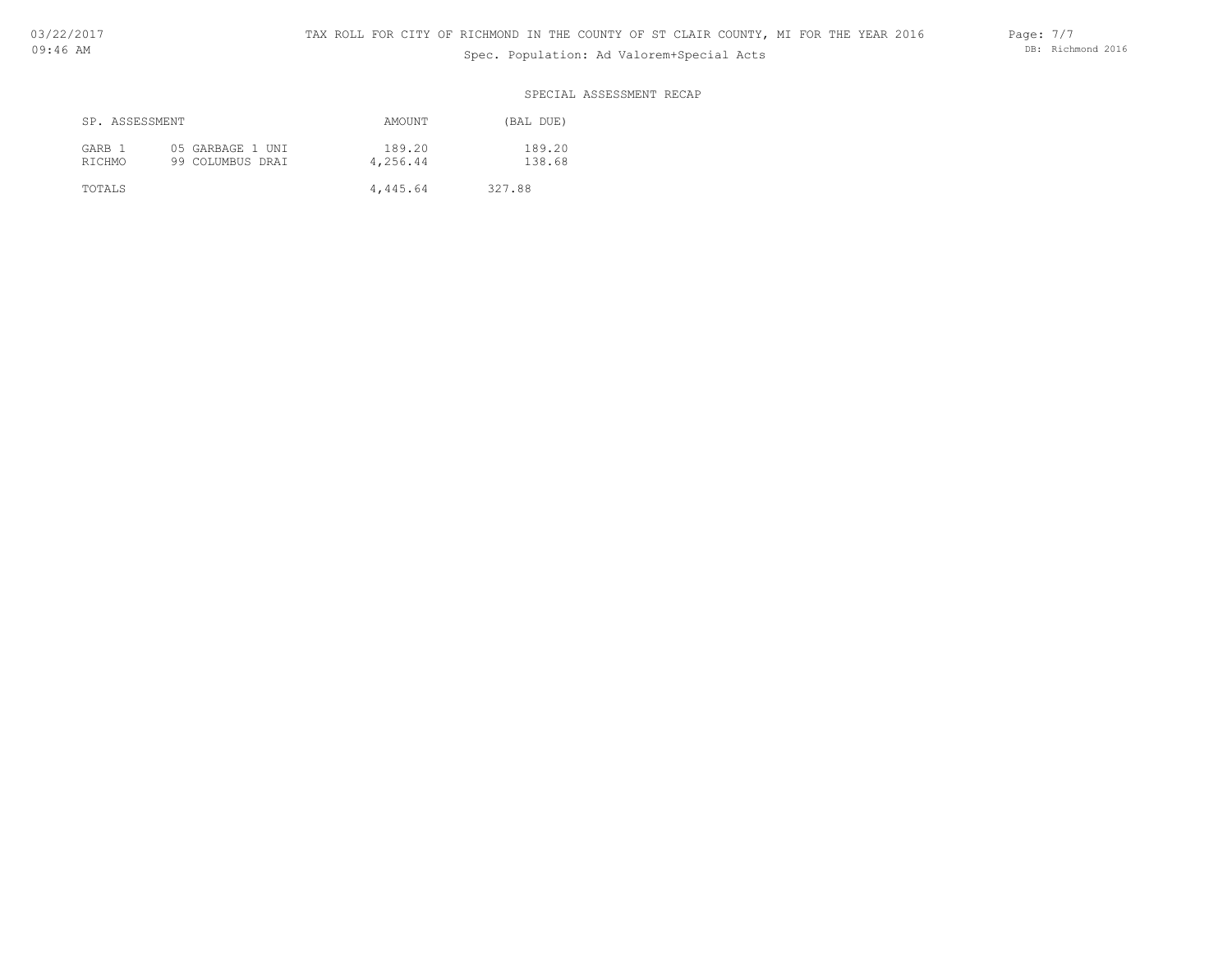TAX ROLL FOR CITY OF RICHMOND IN THE COUNTY OF ST CLAIR COUNTY, MI FOR THE YEAR 2016

Spec. Population: Ad Valorem+Special Acts

## SPECIAL ASSESSMENT RECAP

| SP. ASSESSMENT | | AMOUNT | (BAL DUE) |
|---|---|---|---|
| GARB 1 | 05 GARBAGE 1 UNI | 189.20 | 189.20 |
| RICHMO | 99 COLUMBUS DRAI | 4,256.44 | 138.68 |
| TOTALS | | 4,445.64 | 327.88 |